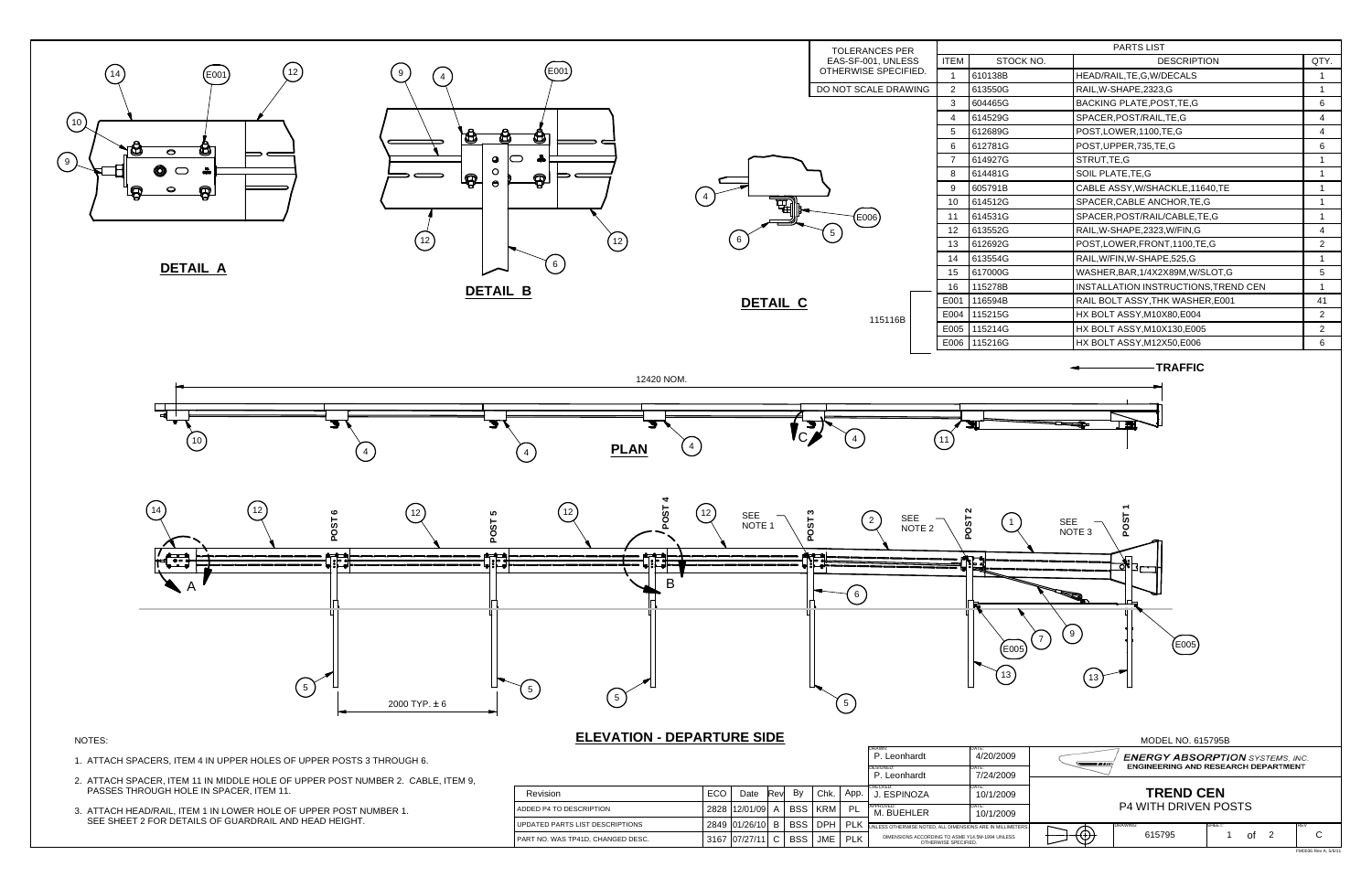TOLERANCES PER EAS-SF-001, UNLESS OTHERWISE SPECIFIED.

DO NOT SCALE DRAWING

| ITEM | STOCK NO. | DESCRIPTION | QTY. |
|---|---|---|---|
| 1 | 610138B | HEAD/RAIL,TE,G,W/DECALS | 1 |
| 2 | 613550G | RAIL,W-SHAPE,2323,G | 1 |
| 3 | 604465G | BACKING PLATE,POST,TE,G | 6 |
| 4 | 614529G | SPACER,POST/RAIL,TE,G | 4 |
| 5 | 612689G | POST,LOWER,1100,TE,G | 4 |
| 6 | 612781G | POST,UPPER,735,TE,G | 6 |
| 7 | 614927G | STRUT,TE,G | 1 |
| 8 | 614481G | SOIL PLATE,TE,G | 1 |
| 9 | 605791B | CABLE ASSY,W/SHACKLE,11640,TE | 1 |
| 10 | 614512G | SPACER,CABLE ANCHOR,TE,G | 1 |
| 11 | 614531G | SPACER,POST/RAIL/CABLE,TE,G | 1 |
| 12 | 613552G | RAIL,W-SHAPE,2323,W/FIN,G | 4 |
| 13 | 612692G | POST,LOWER,FRONT,1100,TE,G | 2 |
| 14 | 613554G | RAIL,W/FIN,W-SHAPE,525,G | 1 |
| 15 | 617000G | WASHER,BAR,1/4X2X89M,W/SLOT,G | 5 |
| 16 | 115278B | INSTALLATION INSTRUCTIONS,TREND CEN | 1 |
| E001 | 116594B | RAIL BOLT ASSY,THK WASHER,E001 | 41 |
| E004 | 115215G | HX BOLT ASSY,M10X80,E004 | 2 |
| E005 | 115214G | HX BOLT ASSY,M10X130,E005 | 2 |
| E006 | 115216G | HX BOLT ASSY,M12X50,E006 | 6 |

115116B

**DETAIL A**

**DETAIL B**

**DETAIL C**

TRAFFIC

12420 NOM.

**PLAN**

POST 6 · POST 5 · POST 4 · POST 3 · POST 2 · POST 1

SEE NOTE 1 · SEE NOTE 2 · SEE NOTE 3

2000 TYP. ± 6

**ELEVATION - DEPARTURE SIDE**

NOTES:

1. ATTACH SPACERS, ITEM 4 IN UPPER HOLES OF UPPER POSTS 3 THROUGH 6.
2. ATTACH SPACER, ITEM 11 IN MIDDLE HOLE OF UPPER POST NUMBER 2. CABLE, ITEM 9, PASSES THROUGH HOLE IN SPACER, ITEM 11.
3. ATTACH HEAD/RAIL, ITEM 1 IN LOWER HOLE OF UPPER POST NUMBER 1. SEE SHEET 2 FOR DETAILS OF GUARDRAIL AND HEAD HEIGHT.

| Revision | ECO | Date | Rev | By | Chk. | App. |
|---|---|---|---|---|---|---|
| ADDED P4 TO DESCRIPTION | 2828 | 12/01/09 | A | BSS | KRM | PL |
| UPDATED PARTS LIST DESCRIPTIONS | 2849 | 01/26/10 | B | BSS | DPH | PLK |
| PART NO. WAS TP41D, CHANGED DESC. | 3167 | 07/27/11 | C | BSS | JME | PLK |

| | Name | Date |
|---|---|---|
| DRAWN | P. Leonhardt | 4/20/2009 |
| DESIGNED | P. Leonhardt | 7/24/2009 |
| CHECKED | J. ESPINOZA | 10/1/2009 |
| APPROVED | M. BUEHLER | 10/1/2009 |

UNLESS OTHERWISE NOTED, ALL DIMENSIONS ARE IN MILLIMETERS

DIMENSIONS ACCORDING TO ASME Y14.5M-1994 UNLESS OTHERWISE SPECIFIED.

MODEL NO. 615795B

**ENERGY ABSORPTION** SYSTEMS, INC.
ENGINEERING AND RESEARCH DEPARTMENT

**TREND CEN**
P4 WITH DRIVEN POSTS

DRAWING: 615795 · SHEET: 1 of 2 · REV: C

FM0036 Rev A, 5/6/11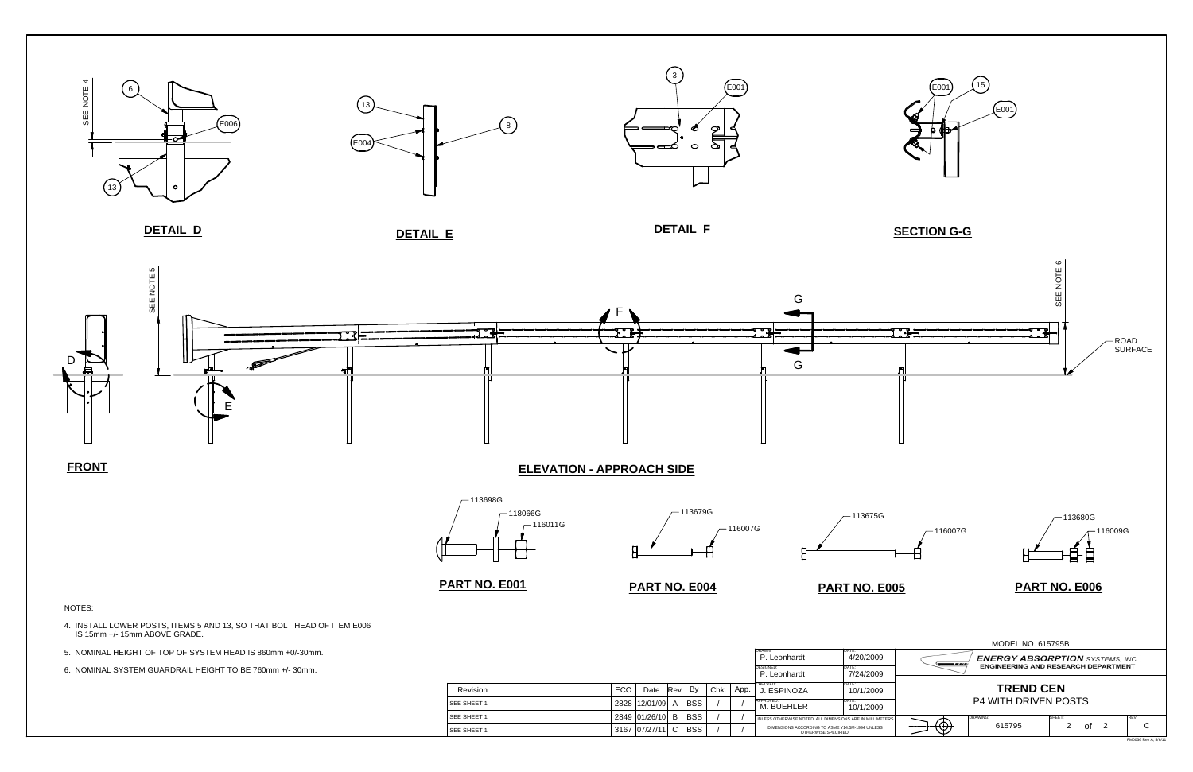SEE NOTE 4

6

E006

13

**DETAIL D**

13

8

E004

**DETAIL E**

3

E001

**DETAIL F**

E001

15

E001

**SECTION G-G**

SEE NOTE 5

SEE NOTE 6

D

F

G

G

E

ROAD SURFACE

**FRONT**

**ELEVATION - APPROACH SIDE**

113698G

118066G

116011G

**PART NO. E001**

113679G

116007G

**PART NO. E004**

113675G

116007G

**PART NO. E005**

113680G

116009G

**PART NO. E006**

NOTES:

4. INSTALL LOWER POSTS, ITEMS 5 AND 13, SO THAT BOLT HEAD OF ITEM E006 IS 15mm +/- 15mm ABOVE GRADE.
5. NOMINAL HEIGHT OF TOP OF SYSTEM HEAD IS 860mm +0/-30mm.
6. NOMINAL SYSTEM GUARDRAIL HEIGHT TO BE 760mm +/- 30mm.

| Revision | ECO | Date | Rev | By | Chk. | App. |
|---|---|---|---|---|---|---|
| SEE SHEET 1 | 2828 | 12/01/09 | A | BSS | / | / |
| SEE SHEET 1 | 2849 | 01/26/10 | B | BSS | / | / |
| SEE SHEET 1 | 3167 | 07/27/11 | C | BSS | / | / |

| | | |
|---|---|---|
| DRAWN: P. Leonhardt | DATE: 4/20/2009 | |
| DESIGNED: P. Leonhardt | DATE: 7/24/2009 | |
| CHECKED: J. ESPINOZA | DATE: 10/1/2009 | |
| APPROVED: M. BUEHLER | DATE: 10/1/2009 | |

UNLESS OTHERWISE NOTED, ALL DIMENSIONS ARE IN MILLIMETERS

DIMENSIONS ACCORDING TO ASME Y14.5M-1994 UNLESS OTHERWISE SPECIFIED.

MODEL NO. 615795B

***ENERGY ABSORPTION** SYSTEMS, INC.*

**ENGINEERING AND RESEARCH DEPARTMENT**

**TREND CEN**

P4 WITH DRIVEN POSTS

DRAWING: 615795 | SHEET: 2 of 2 | REV: C

FM0036 Rev A, 5/6/11